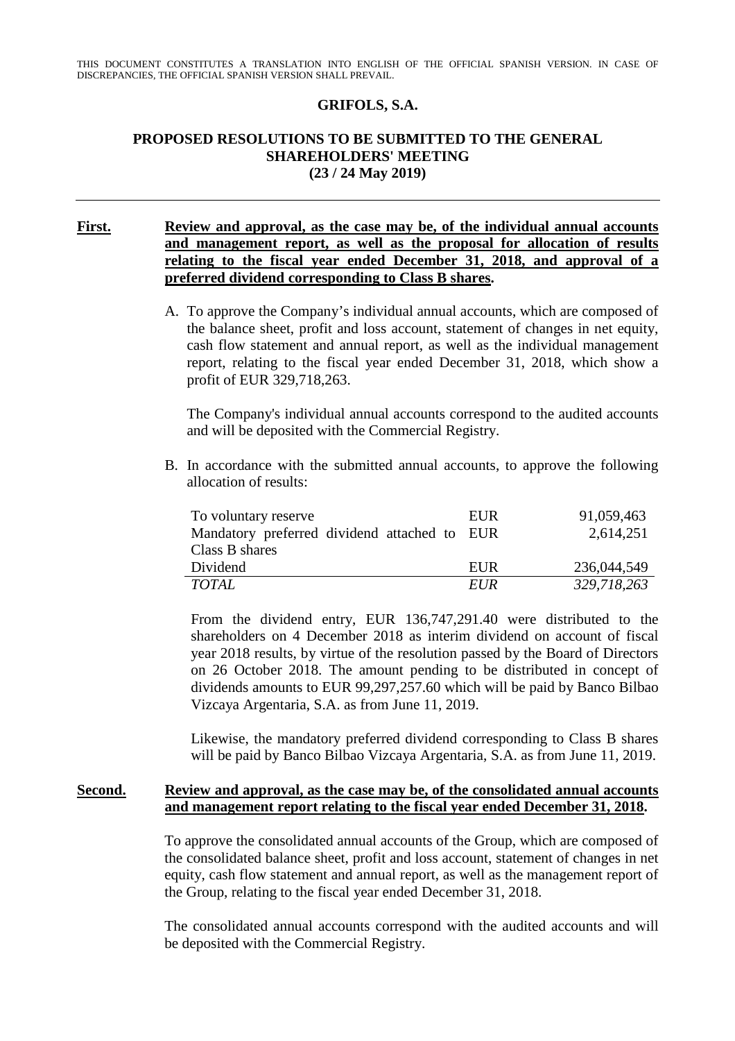THIS DOCUMENT CONSTITUTES A TRANSLATION INTO ENGLISH OF THE OFFICIAL SPANISH VERSION. IN CASE OF DISCREPANCIES, THE OFFICIAL SPANISH VERSION SHALL PREVAIL.

# GRIFOLS, S.A.

## PROPOSED RESOLUTIONS TO BE SUBMITTED TO THE GENERAL SHAREHOLDERS' MEETING (23 / 24 May 2019)

---

**First.** **Review and approval, as the case may be, of the individual annual accounts and management report, as well as the proposal for allocation of results relating to the fiscal year ended December 31, 2018, and approval of a preferred dividend corresponding to Class B shares.**

A. To approve the Company's individual annual accounts, which are composed of the balance sheet, profit and loss account, statement of changes in net equity, cash flow statement and annual report, as well as the individual management report, relating to the fiscal year ended December 31, 2018, which show a profit of EUR 329,718,263.

The Company's individual annual accounts correspond to the audited accounts and will be deposited with the Commercial Registry.

B. In accordance with the submitted annual accounts, to approve the following allocation of results:

| | | |
|---|---|---|
| To voluntary reserve | EUR | 91,059,463 |
| Mandatory preferred dividend attached to Class B shares | EUR | 2,614,251 |
| Dividend | EUR | 236,044,549 |
| *TOTAL* | *EUR* | *329,718,263* |

From the dividend entry, EUR 136,747,291.40 were distributed to the shareholders on 4 December 2018 as interim dividend on account of fiscal year 2018 results, by virtue of the resolution passed by the Board of Directors on 26 October 2018. The amount pending to be distributed in concept of dividends amounts to EUR 99,297,257.60 which will be paid by Banco Bilbao Vizcaya Argentaria, S.A. as from June 11, 2019.

Likewise, the mandatory preferred dividend corresponding to Class B shares will be paid by Banco Bilbao Vizcaya Argentaria, S.A. as from June 11, 2019.

**Second.** **Review and approval, as the case may be, of the consolidated annual accounts and management report relating to the fiscal year ended December 31, 2018.**

To approve the consolidated annual accounts of the Group, which are composed of the consolidated balance sheet, profit and loss account, statement of changes in net equity, cash flow statement and annual report, as well as the management report of the Group, relating to the fiscal year ended December 31, 2018.

The consolidated annual accounts correspond with the audited accounts and will be deposited with the Commercial Registry.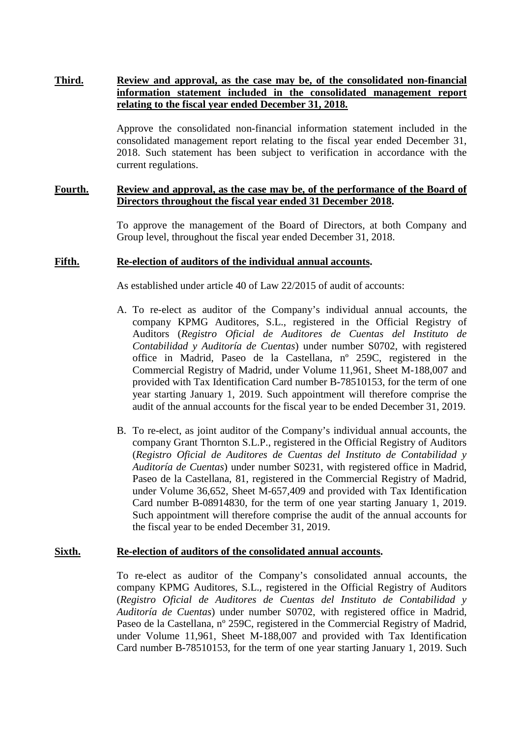**<u>Third.</u>** **<u>Review and approval, as the case may be, of the consolidated non-financial information statement included in the consolidated management report relating to the fiscal year ended December 31, 2018.</u>**

Approve the consolidated non-financial information statement included in the consolidated management report relating to the fiscal year ended December 31, 2018. Such statement has been subject to verification in accordance with the current regulations.

**<u>Fourth.</u>** **<u>Review and approval, as the case may be, of the performance of the Board of Directors throughout the fiscal year ended 31 December 2018</u>.**

To approve the management of the Board of Directors, at both Company and Group level, throughout the fiscal year ended December 31, 2018.

**<u>Fifth.</u>** **<u>Re-election of auditors of the individual annual accounts</u>.**

As established under article 40 of Law 22/2015 of audit of accounts:

A. To re-elect as auditor of the Company's individual annual accounts, the company KPMG Auditores, S.L., registered in the Official Registry of Auditors (*Registro Oficial de Auditores de Cuentas del Instituto de Contabilidad y Auditoría de Cuentas*) under number S0702, with registered office in Madrid, Paseo de la Castellana, nº 259C, registered in the Commercial Registry of Madrid, under Volume 11,961, Sheet M-188,007 and provided with Tax Identification Card number B-78510153, for the term of one year starting January 1, 2019. Such appointment will therefore comprise the audit of the annual accounts for the fiscal year to be ended December 31, 2019.

B. To re-elect, as joint auditor of the Company's individual annual accounts, the company Grant Thornton S.L.P., registered in the Official Registry of Auditors (*Registro Oficial de Auditores de Cuentas del Instituto de Contabilidad y Auditoría de Cuentas*) under number S0231, with registered office in Madrid, Paseo de la Castellana, 81, registered in the Commercial Registry of Madrid, under Volume 36,652, Sheet M-657,409 and provided with Tax Identification Card number B-08914830, for the term of one year starting January 1, 2019. Such appointment will therefore comprise the audit of the annual accounts for the fiscal year to be ended December 31, 2019.

**<u>Sixth.</u>** **<u>Re-election of auditors of the consolidated annual accounts</u>.**

To re-elect as auditor of the Company's consolidated annual accounts, the company KPMG Auditores, S.L., registered in the Official Registry of Auditors (*Registro Oficial de Auditores de Cuentas del Instituto de Contabilidad y Auditoría de Cuentas*) under number S0702, with registered office in Madrid, Paseo de la Castellana, nº 259C, registered in the Commercial Registry of Madrid, under Volume 11,961, Sheet M-188,007 and provided with Tax Identification Card number B-78510153, for the term of one year starting January 1, 2019. Such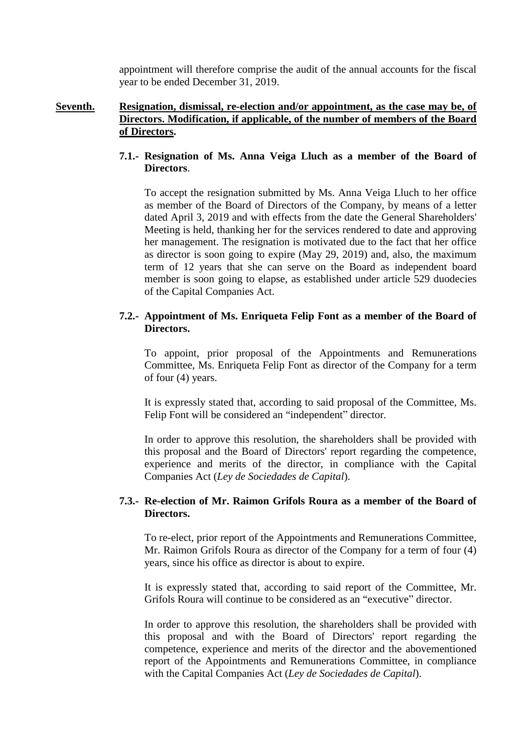appointment will therefore comprise the audit of the annual accounts for the fiscal year to be ended December 31, 2019.

**Seventh.** **Resignation, dismissal, re-election and/or appointment, as the case may be, of Directors. Modification, if applicable, of the number of members of the Board of Directors.**

**7.1.- Resignation of Ms. Anna Veiga Lluch as a member of the Board of Directors**.

To accept the resignation submitted by Ms. Anna Veiga Lluch to her office as member of the Board of Directors of the Company, by means of a letter dated April 3, 2019 and with effects from the date the General Shareholders' Meeting is held, thanking her for the services rendered to date and approving her management. The resignation is motivated due to the fact that her office as director is soon going to expire (May 29, 2019) and, also, the maximum term of 12 years that she can serve on the Board as independent board member is soon going to elapse, as established under article 529 duodecies of the Capital Companies Act.

**7.2.- Appointment of Ms. Enriqueta Felip Font as a member of the Board of Directors.**

To appoint, prior proposal of the Appointments and Remunerations Committee, Ms. Enriqueta Felip Font as director of the Company for a term of four (4) years.

It is expressly stated that, according to said proposal of the Committee, Ms. Felip Font will be considered an "independent" director.

In order to approve this resolution, the shareholders shall be provided with this proposal and the Board of Directors' report regarding the competence, experience and merits of the director, in compliance with the Capital Companies Act (*Ley de Sociedades de Capital*).

**7.3.- Re-election of Mr. Raimon Grifols Roura as a member of the Board of Directors.**

To re-elect, prior report of the Appointments and Remunerations Committee, Mr. Raimon Grifols Roura as director of the Company for a term of four (4) years, since his office as director is about to expire.

It is expressly stated that, according to said report of the Committee, Mr. Grifols Roura will continue to be considered as an "executive" director.

In order to approve this resolution, the shareholders shall be provided with this proposal and with the Board of Directors' report regarding the competence, experience and merits of the director and the abovementioned report of the Appointments and Remunerations Committee, in compliance with the Capital Companies Act (*Ley de Sociedades de Capital*).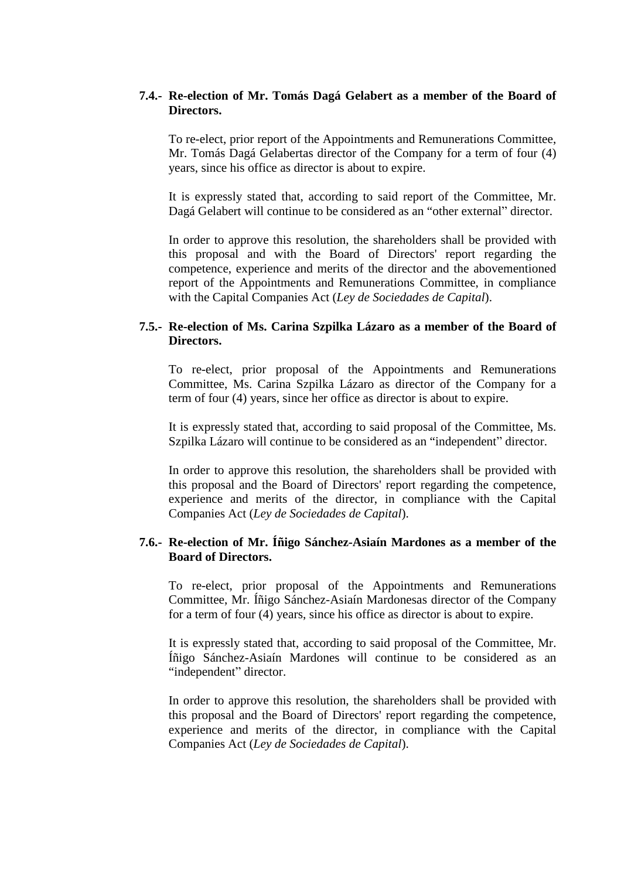**7.4.- Re-election of Mr. Tomás Dagá Gelabert as a member of the Board of Directors.**

To re-elect, prior report of the Appointments and Remunerations Committee, Mr. Tomás Dagá Gelabertas director of the Company for a term of four (4) years, since his office as director is about to expire.

It is expressly stated that, according to said report of the Committee, Mr. Dagá Gelabert will continue to be considered as an "other external" director.

In order to approve this resolution, the shareholders shall be provided with this proposal and with the Board of Directors' report regarding the competence, experience and merits of the director and the abovementioned report of the Appointments and Remunerations Committee, in compliance with the Capital Companies Act (*Ley de Sociedades de Capital*).

**7.5.- Re-election of Ms. Carina Szpilka Lázaro as a member of the Board of Directors.**

To re-elect, prior proposal of the Appointments and Remunerations Committee, Ms. Carina Szpilka Lázaro as director of the Company for a term of four (4) years, since her office as director is about to expire.

It is expressly stated that, according to said proposal of the Committee, Ms. Szpilka Lázaro will continue to be considered as an "independent" director.

In order to approve this resolution, the shareholders shall be provided with this proposal and the Board of Directors' report regarding the competence, experience and merits of the director, in compliance with the Capital Companies Act (*Ley de Sociedades de Capital*).

**7.6.- Re-election of Mr. Íñigo Sánchez-Asiaín Mardones as a member of the Board of Directors.**

To re-elect, prior proposal of the Appointments and Remunerations Committee, Mr. Íñigo Sánchez-Asiaín Mardonesas director of the Company for a term of four (4) years, since his office as director is about to expire.

It is expressly stated that, according to said proposal of the Committee, Mr. Íñigo Sánchez-Asiaín Mardones will continue to be considered as an "independent" director.

In order to approve this resolution, the shareholders shall be provided with this proposal and the Board of Directors' report regarding the competence, experience and merits of the director, in compliance with the Capital Companies Act (*Ley de Sociedades de Capital*).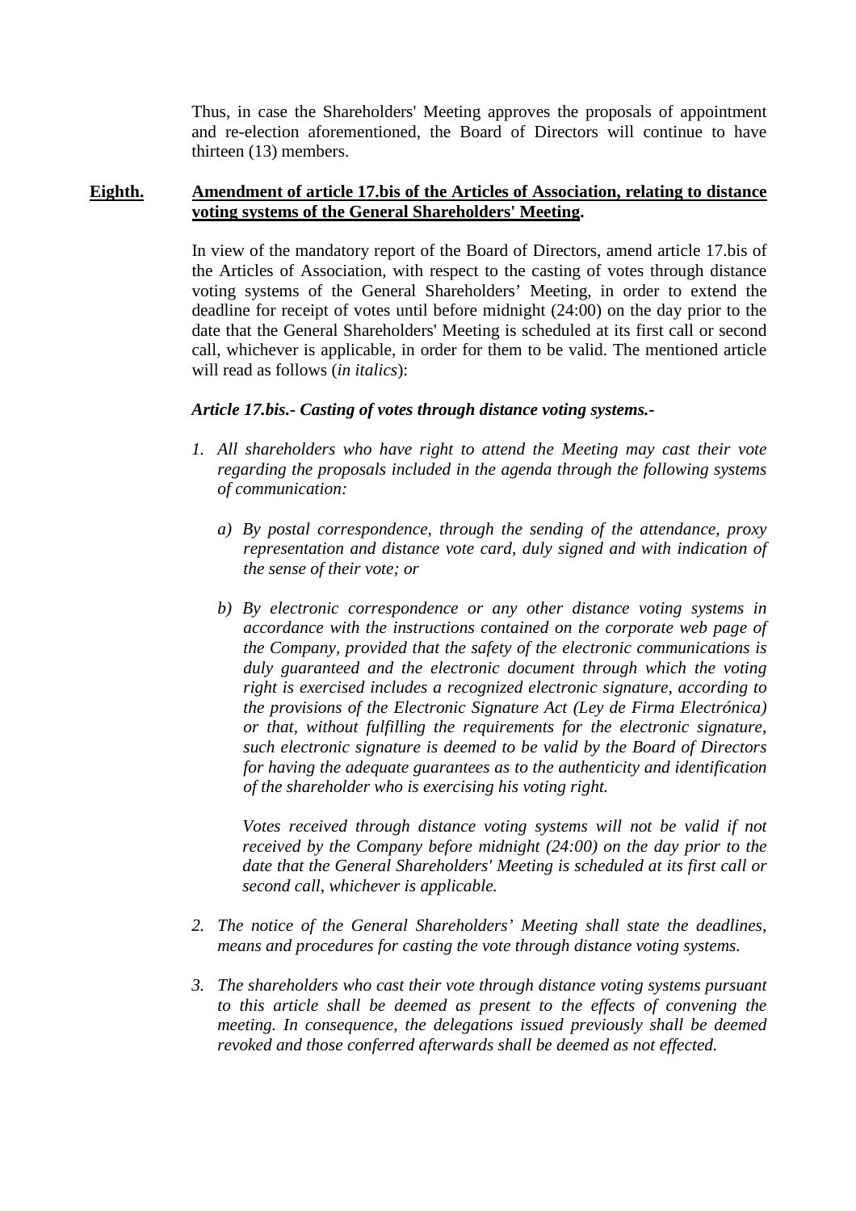Thus, in case the Shareholders' Meeting approves the proposals of appointment and re-election aforementioned, the Board of Directors will continue to have thirteen (13) members.

**Eighth.** **Amendment of article 17.bis of the Articles of Association, relating to distance voting systems of the General Shareholders' Meeting.**

In view of the mandatory report of the Board of Directors, amend article 17.bis of the Articles of Association, with respect to the casting of votes through distance voting systems of the General Shareholders' Meeting, in order to extend the deadline for receipt of votes until before midnight (24:00) on the day prior to the date that the General Shareholders' Meeting is scheduled at its first call or second call, whichever is applicable, in order for them to be valid. The mentioned article will read as follows (*in italics*):

***Article 17.bis.- Casting of votes through distance voting systems.-***

1. *All shareholders who have right to attend the Meeting may cast their vote regarding the proposals included in the agenda through the following systems of communication:*

    a) *By postal correspondence, through the sending of the attendance, proxy representation and distance vote card, duly signed and with indication of the sense of their vote; or*

    b) *By electronic correspondence or any other distance voting systems in accordance with the instructions contained on the corporate web page of the Company, provided that the safety of the electronic communications is duly guaranteed and the electronic document through which the voting right is exercised includes a recognized electronic signature, according to the provisions of the Electronic Signature Act (Ley de Firma Electrónica) or that, without fulfilling the requirements for the electronic signature, such electronic signature is deemed to be valid by the Board of Directors for having the adequate guarantees as to the authenticity and identification of the shareholder who is exercising his voting right.*

    *Votes received through distance voting systems will not be valid if not received by the Company before midnight (24:00) on the day prior to the date that the General Shareholders' Meeting is scheduled at its first call or second call, whichever is applicable.*

2. *The notice of the General Shareholders' Meeting shall state the deadlines, means and procedures for casting the vote through distance voting systems.*

3. *The shareholders who cast their vote through distance voting systems pursuant to this article shall be deemed as present to the effects of convening the meeting. In consequence, the delegations issued previously shall be deemed revoked and those conferred afterwards shall be deemed as not effected.*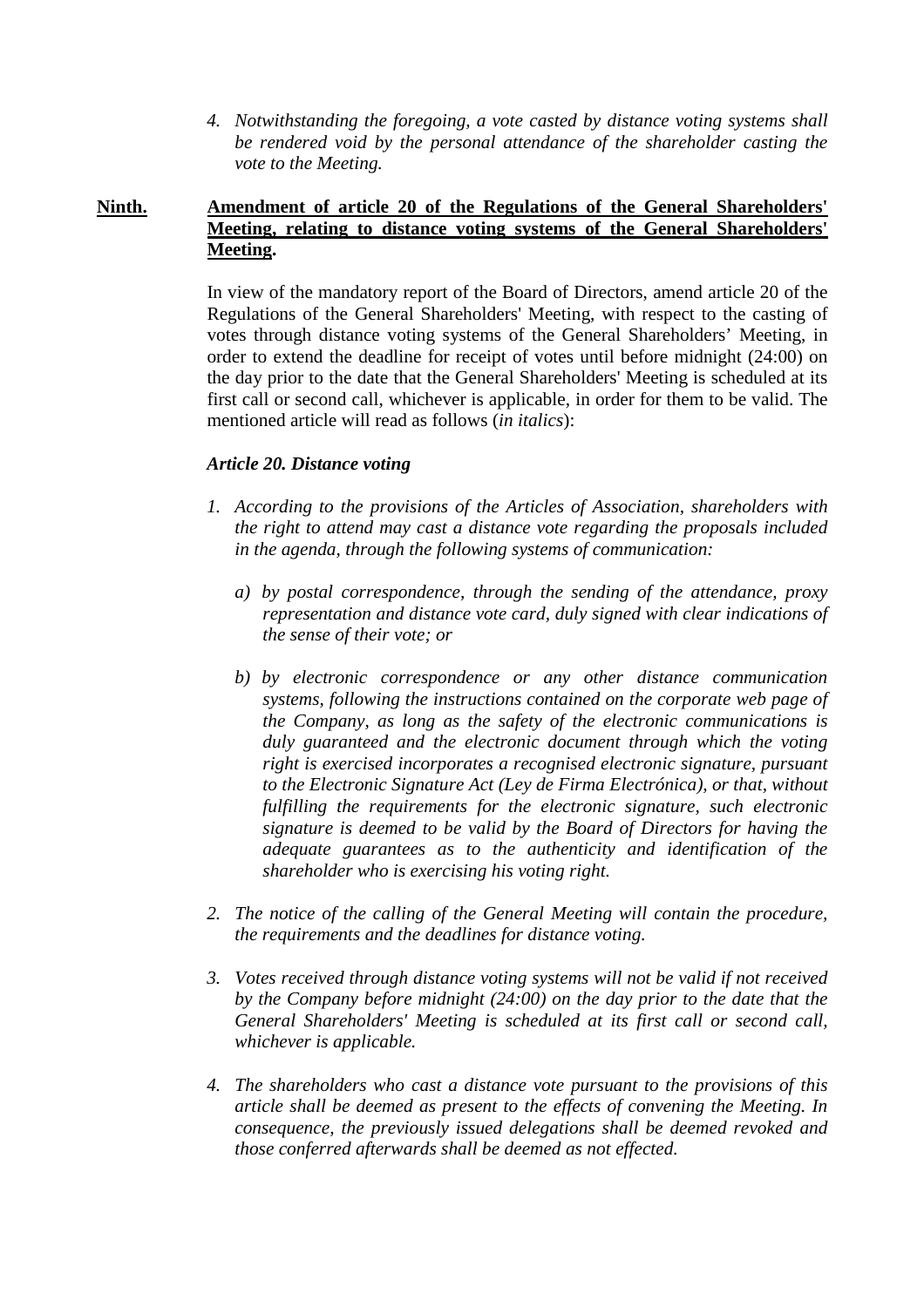*4. Notwithstanding the foregoing, a vote casted by distance voting systems shall be rendered void by the personal attendance of the shareholder casting the vote to the Meeting.*

**Ninth.** **Amendment of article 20 of the Regulations of the General Shareholders' Meeting, relating to distance voting systems of the General Shareholders' Meeting.**

In view of the mandatory report of the Board of Directors, amend article 20 of the Regulations of the General Shareholders' Meeting, with respect to the casting of votes through distance voting systems of the General Shareholders' Meeting, in order to extend the deadline for receipt of votes until before midnight (24:00) on the day prior to the date that the General Shareholders' Meeting is scheduled at its first call or second call, whichever is applicable, in order for them to be valid. The mentioned article will read as follows (*in italics*):

***Article 20. Distance voting***

*1. According to the provisions of the Articles of Association, shareholders with the right to attend may cast a distance vote regarding the proposals included in the agenda, through the following systems of communication:*

*a) by postal correspondence, through the sending of the attendance, proxy representation and distance vote card, duly signed with clear indications of the sense of their vote; or*

*b) by electronic correspondence or any other distance communication systems, following the instructions contained on the corporate web page of the Company, as long as the safety of the electronic communications is duly guaranteed and the electronic document through which the voting right is exercised incorporates a recognised electronic signature, pursuant to the Electronic Signature Act (Ley de Firma Electrónica), or that, without fulfilling the requirements for the electronic signature, such electronic signature is deemed to be valid by the Board of Directors for having the adequate guarantees as to the authenticity and identification of the shareholder who is exercising his voting right.*

*2. The notice of the calling of the General Meeting will contain the procedure, the requirements and the deadlines for distance voting.*

*3. Votes received through distance voting systems will not be valid if not received by the Company before midnight (24:00) on the day prior to the date that the General Shareholders' Meeting is scheduled at its first call or second call, whichever is applicable.*

*4. The shareholders who cast a distance vote pursuant to the provisions of this article shall be deemed as present to the effects of convening the Meeting. In consequence, the previously issued delegations shall be deemed revoked and those conferred afterwards shall be deemed as not effected.*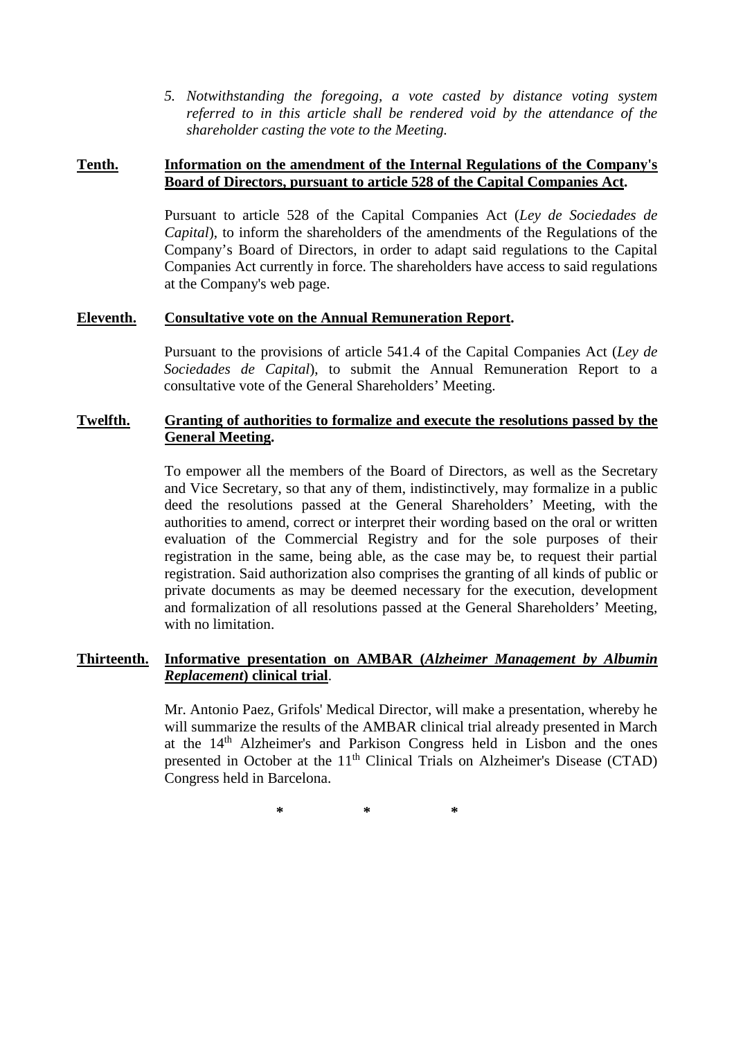*5. Notwithstanding the foregoing, a vote casted by distance voting system referred to in this article shall be rendered void by the attendance of the shareholder casting the vote to the Meeting.*

**Tenth.** **Information on the amendment of the Internal Regulations of the Company's Board of Directors, pursuant to article 528 of the Capital Companies Act.**

Pursuant to article 528 of the Capital Companies Act (*Ley de Sociedades de Capital*), to inform the shareholders of the amendments of the Regulations of the Company's Board of Directors, in order to adapt said regulations to the Capital Companies Act currently in force. The shareholders have access to said regulations at the Company's web page.

**Eleventh.** **Consultative vote on the Annual Remuneration Report.**

Pursuant to the provisions of article 541.4 of the Capital Companies Act (*Ley de Sociedades de Capital*), to submit the Annual Remuneration Report to a consultative vote of the General Shareholders' Meeting.

**Twelfth.** **Granting of authorities to formalize and execute the resolutions passed by the General Meeting.**

To empower all the members of the Board of Directors, as well as the Secretary and Vice Secretary, so that any of them, indistinctively, may formalize in a public deed the resolutions passed at the General Shareholders' Meeting, with the authorities to amend, correct or interpret their wording based on the oral or written evaluation of the Commercial Registry and for the sole purposes of their registration in the same, being able, as the case may be, to request their partial registration. Said authorization also comprises the granting of all kinds of public or private documents as may be deemed necessary for the execution, development and formalization of all resolutions passed at the General Shareholders' Meeting, with no limitation.

**Thirteenth.** **Informative presentation on AMBAR (*Alzheimer Management by Albumin Replacement*) clinical trial.**

Mr. Antonio Paez, Grifols' Medical Director, will make a presentation, whereby he will summarize the results of the AMBAR clinical trial already presented in March at the 14th Alzheimer's and Parkison Congress held in Lisbon and the ones presented in October at the 11th Clinical Trials on Alzheimer's Disease (CTAD) Congress held in Barcelona.

\*           \*           \*